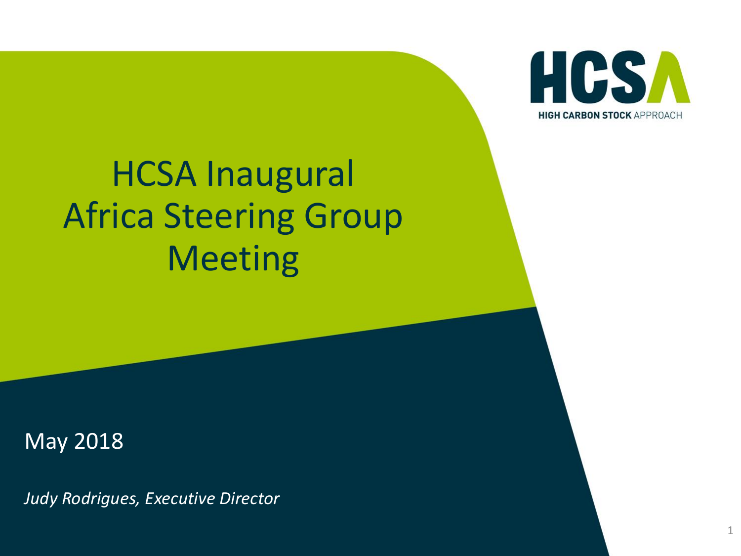HCSA

HIGH CARBON STOCK APPROACH

# HCSA Inaugural Africa Steering Group Meeting

May 2018

*Judy Rodrigues, Executive Director*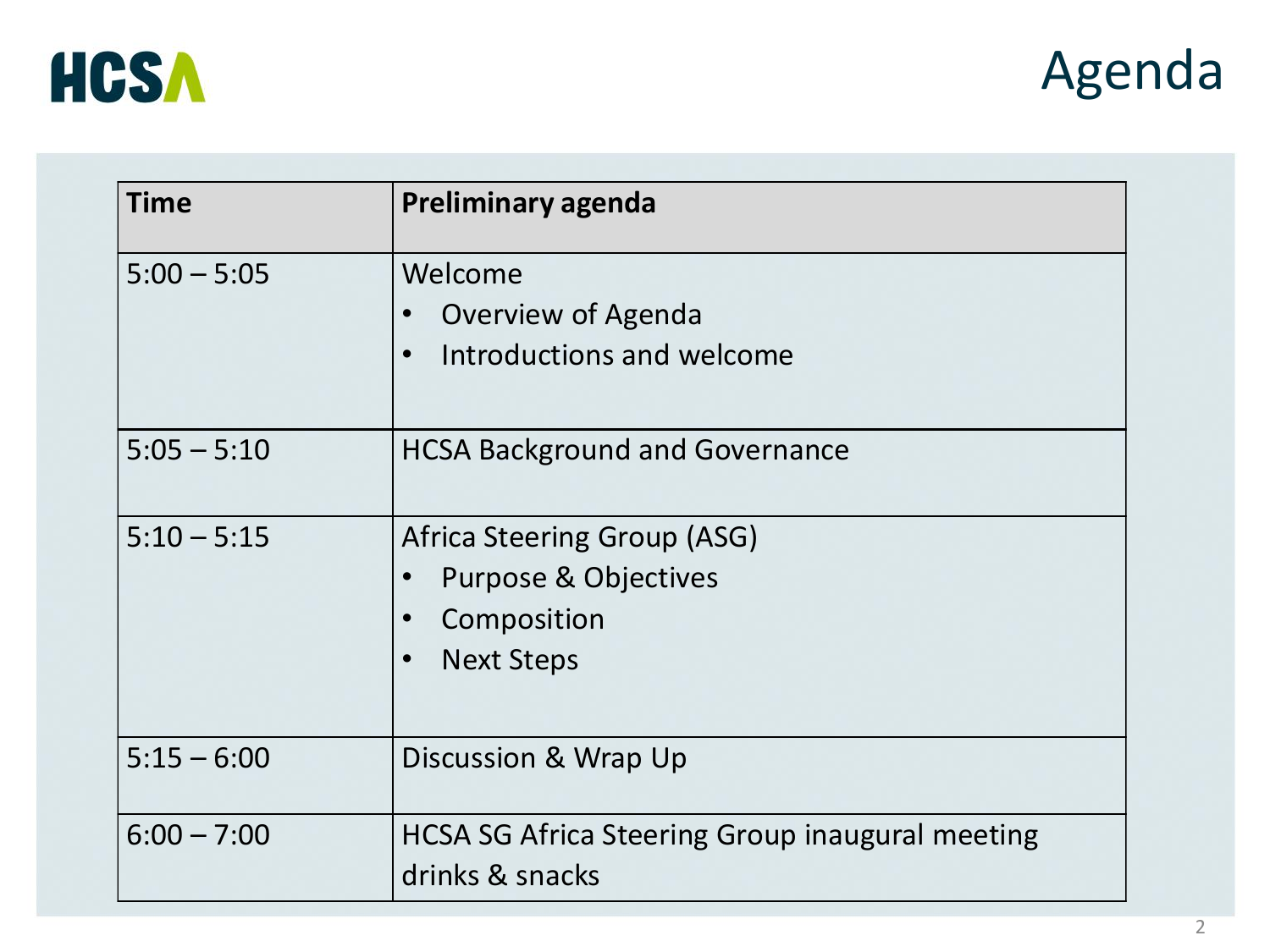HCSA

# Agenda

| Time | Preliminary agenda |
|---|---|
| 5:00 – 5:05 | Welcome<br>• Overview of Agenda<br>• Introductions and welcome |
| 5:05 – 5:10 | HCSA Background and Governance |
| 5:10 – 5:15 | Africa Steering Group (ASG)<br>• Purpose & Objectives<br>• Composition<br>• Next Steps |
| 5:15 – 6:00 | Discussion & Wrap Up |
| 6:00 – 7:00 | HCSA SG Africa Steering Group inaugural meeting drinks & snacks |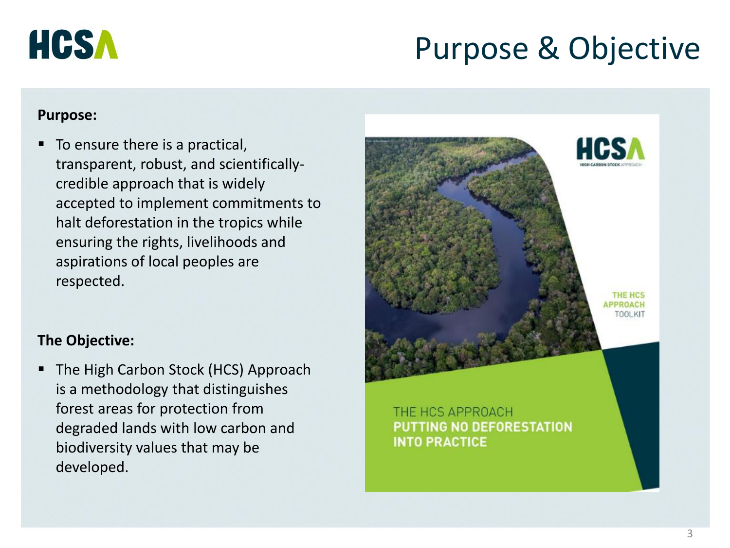# Purpose & Objective

**Purpose:**

- To ensure there is a practical, transparent, robust, and scientifically-credible approach that is widely accepted to implement commitments to halt deforestation in the tropics while ensuring the rights, livelihoods and aspirations of local peoples are respected.

**The Objective:**

- The High Carbon Stock (HCS) Approach is a methodology that distinguishes forest areas for protection from degraded lands with low carbon and biodiversity values that may be developed.

THE HCS APPROACH TOOLKIT

THE HCS APPROACH
PUTTING NO DEFORESTATION INTO PRACTICE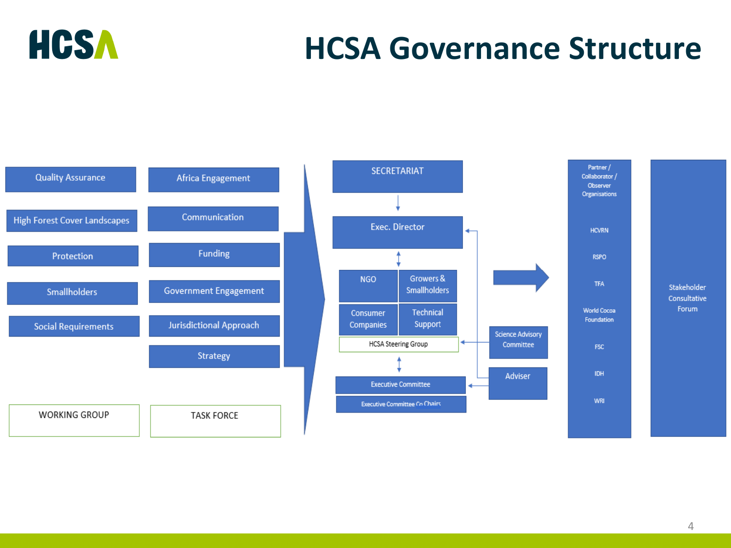# HCSA Governance Structure

**WORKING GROUP**

- Quality Assurance
- High Forest Cover Landscapes
- Protection
- Smallholders
- Social Requirements

**TASK FORCE**

- Africa Engagement
- Communication
- Funding
- Government Engagement
- Jurisdictional Approach
- Strategy

**SECRETARIAT**

Exec. Director

**HCSA Steering Group**

- NGO
- Growers & Smallholders
- Consumer Companies
- Technical Support

Executive Committee

Executive Committee Co Chairs

Science Advisory Committee

Adviser

**Partner / Collaborator / Observer Organisations**

- HCVRN
- RSPO
- TFA
- World Cocoa Foundation
- FSC
- IDH
- WRI

**Stakeholder Consultative Forum**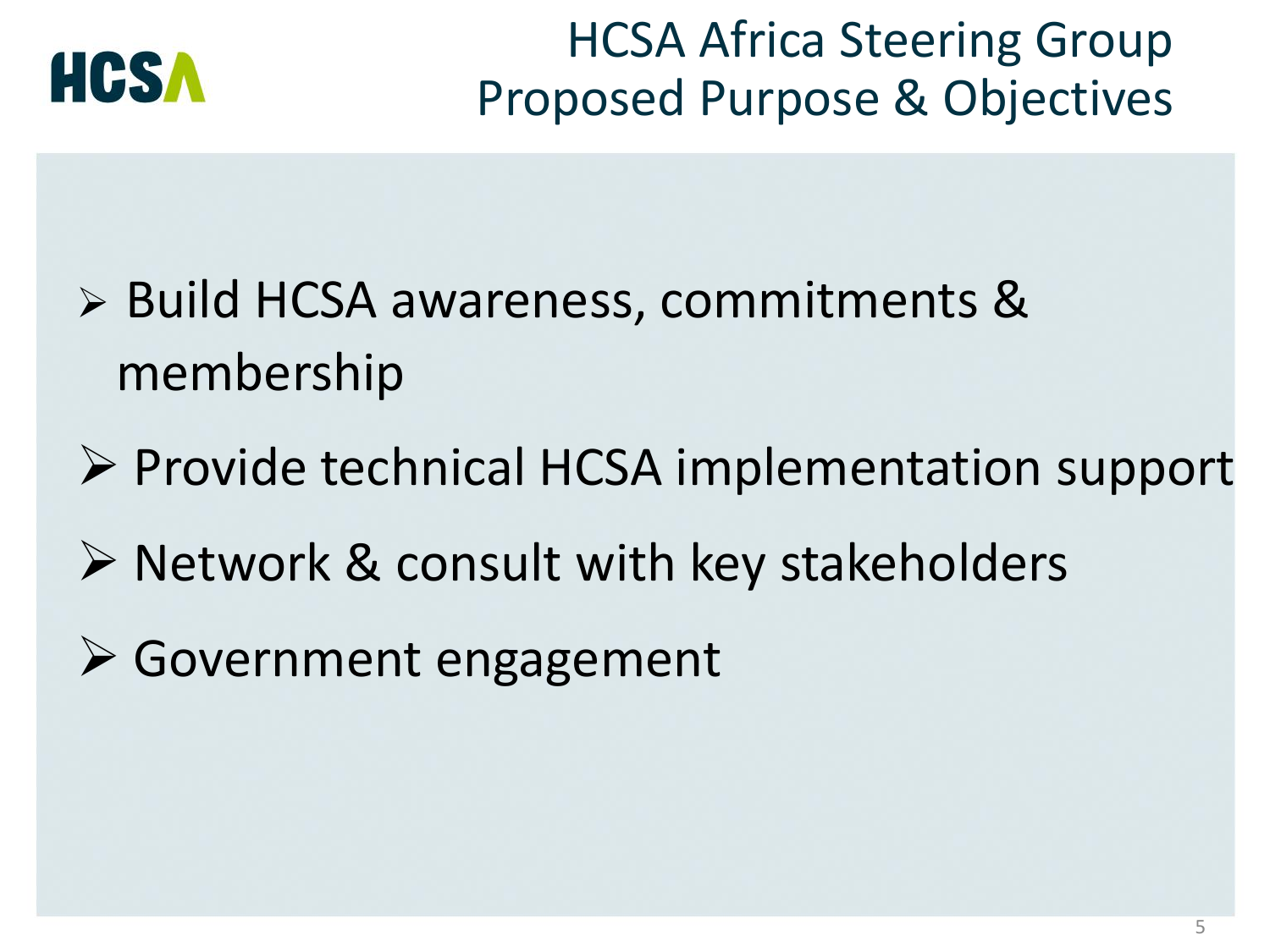# HCSA Africa Steering Group Proposed Purpose & Objectives

- Build HCSA awareness, commitments & membership
- Provide technical HCSA implementation support
- Network & consult with key stakeholders
- Government engagement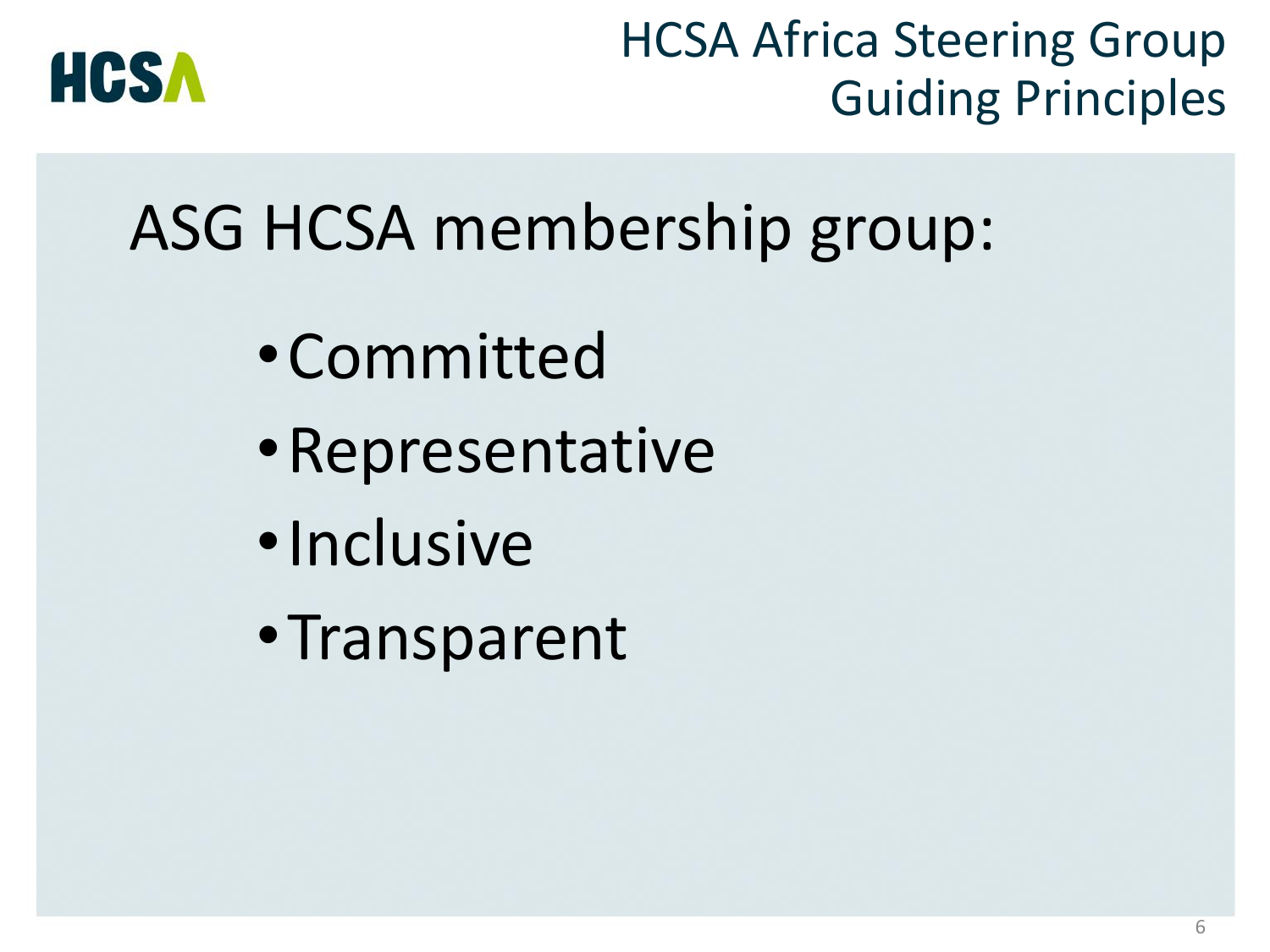# HCSA Africa Steering Group Guiding Principles

## ASG HCSA membership group:

- Committed
- Representative
- Inclusive
- Transparent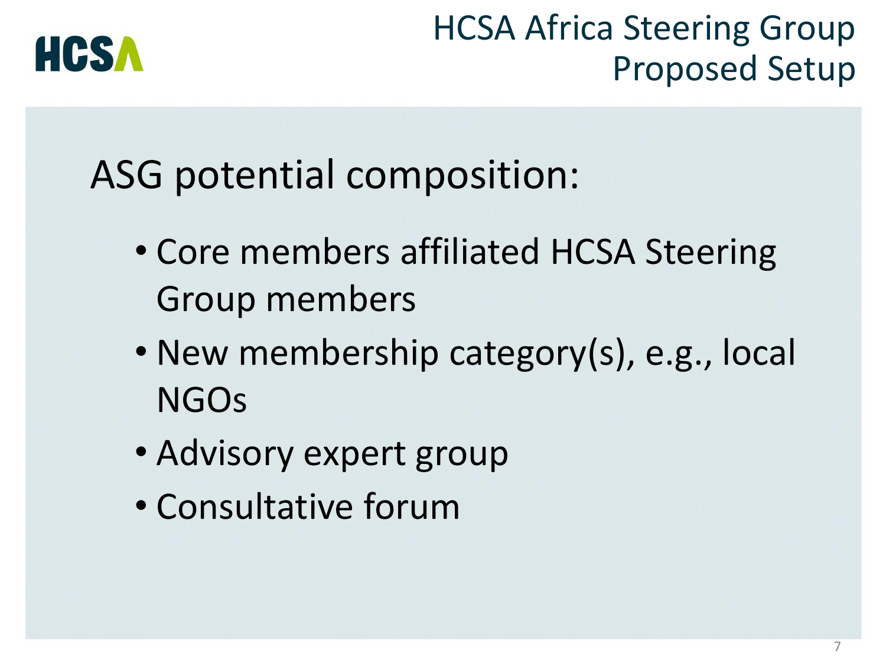# HCSA Africa Steering Group Proposed Setup

## ASG potential composition:

- Core members affiliated HCSA Steering Group members
- New membership category(s), e.g., local NGOs
- Advisory expert group
- Consultative forum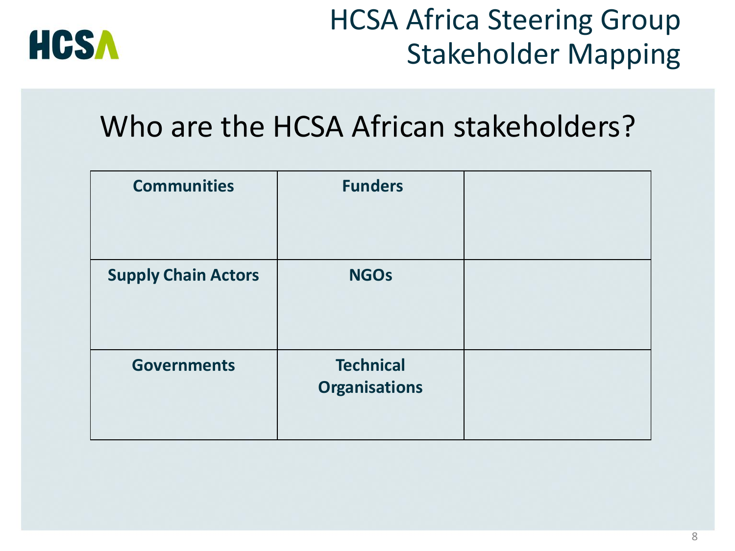# HCSA Africa Steering Group Stakeholder Mapping

## Who are the HCSA African stakeholders?

| Communities | Funders | |
|---|---|---|
| **Supply Chain Actors** | **NGOs** | |
| **Governments** | **Technical Organisations** | |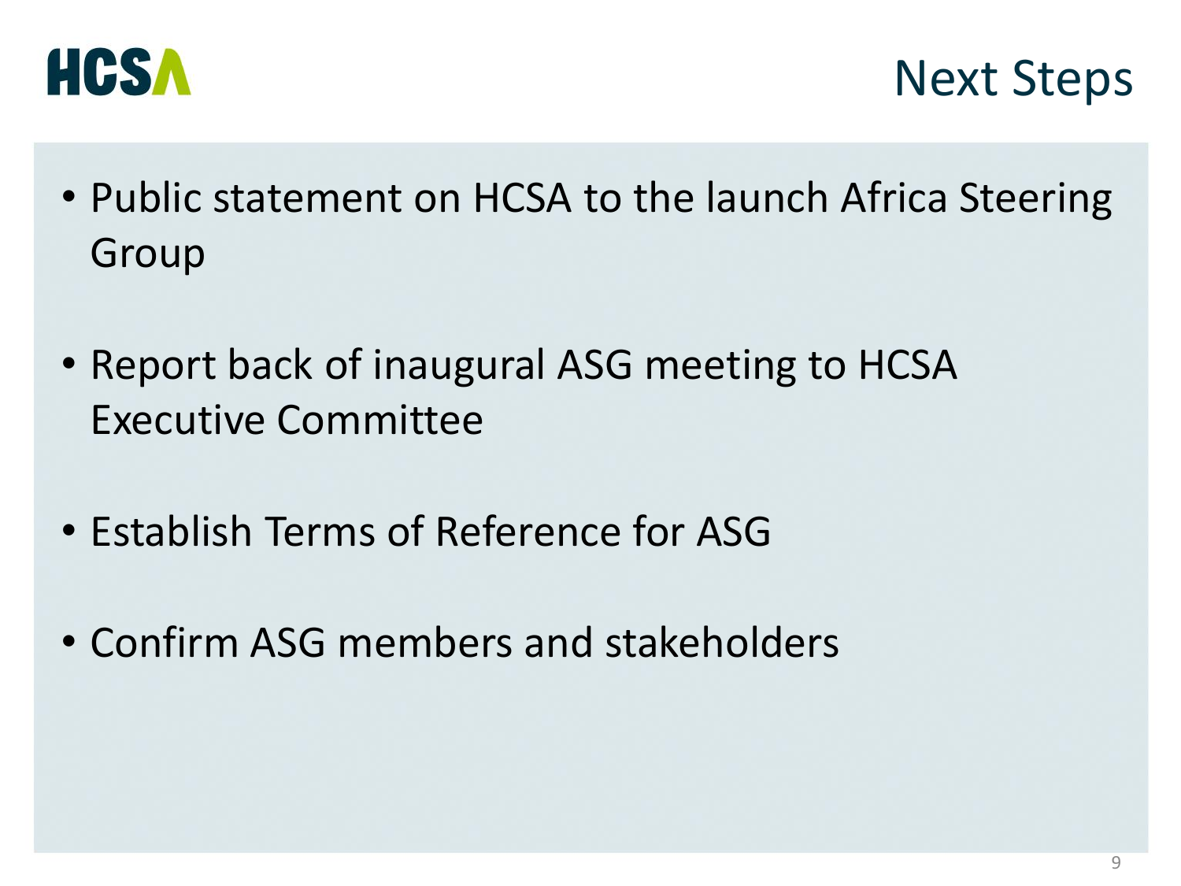# Next Steps

- Public statement on HCSA to the launch Africa Steering Group
- Report back of inaugural ASG meeting to HCSA Executive Committee
- Establish Terms of Reference for ASG
- Confirm ASG members and stakeholders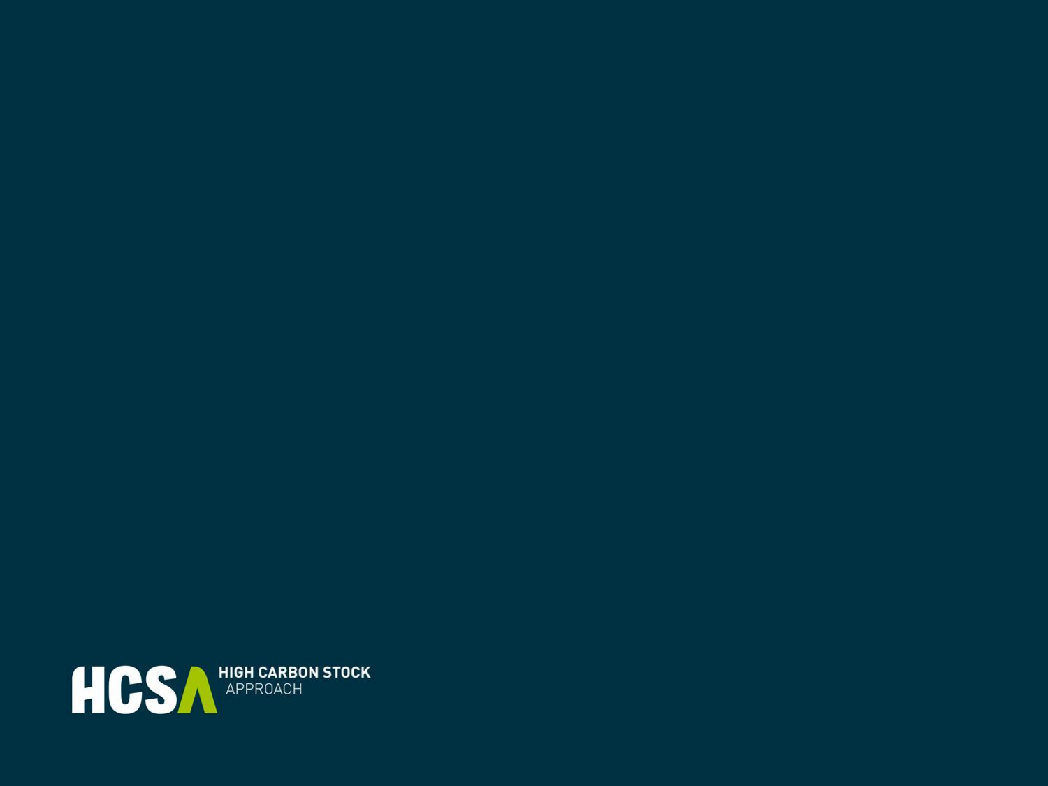HCSA HIGH CARBON STOCK APPROACH